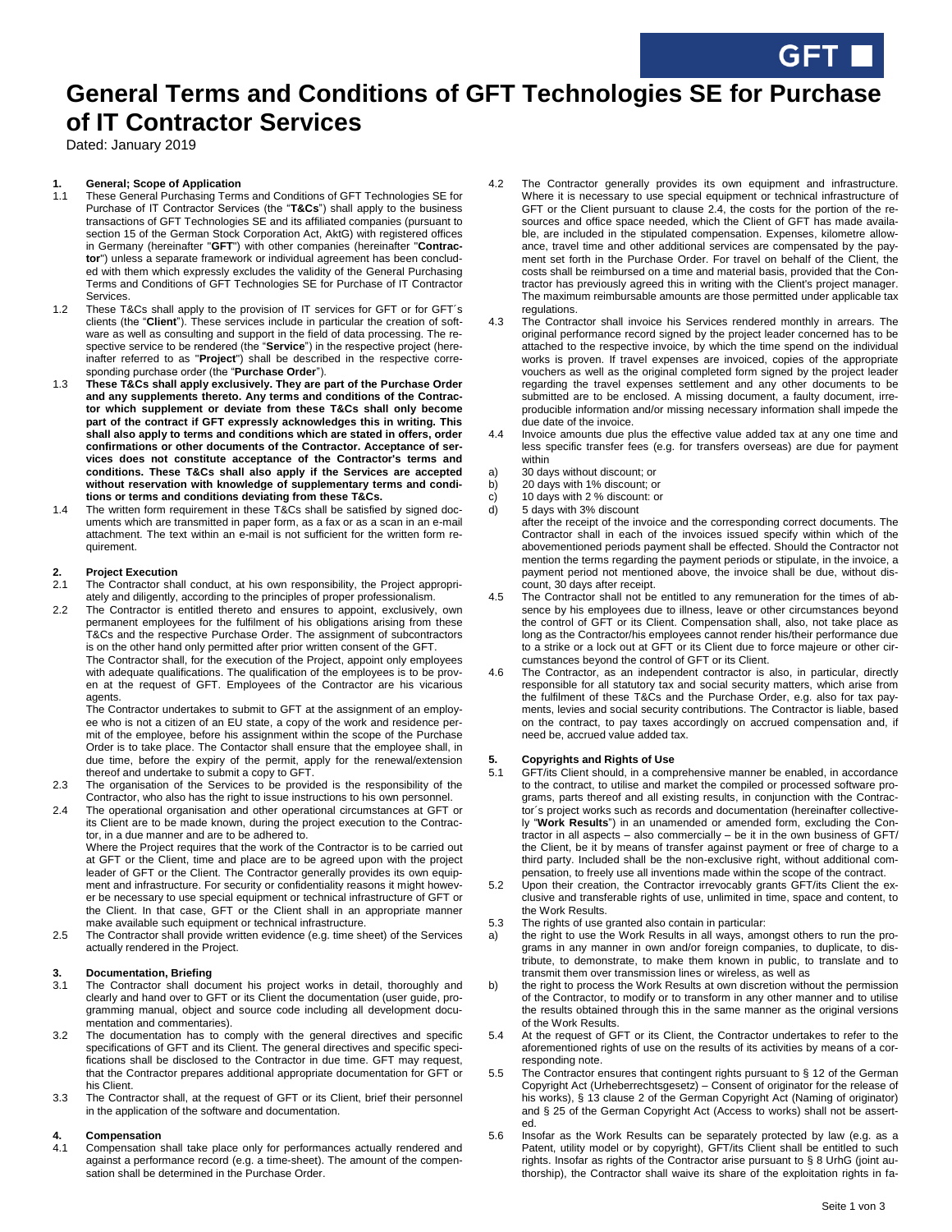# General Terms and Conditions of GFT Technologies SE for Purchase of IT Contractor Services

Dated: January 2019

## 1. General; Scope of Application

1.1 These General Purchasing Terms and Conditions of GFT Technologies SE for Purchase of IT Contractor Services (the "**T&Cs**") shall apply to the business transactions of GFT Technologies SE and its affiliated companies (pursuant to section 15 of the German Stock Corporation Act, AktG) with registered offices in Germany (hereinafter "**GFT**") with other companies (hereinafter "**Contractor**") unless a separate framework or individual agreement has been concluded with them which expressly excludes the validity of the General Purchasing Terms and Conditions of GFT Technologies SE for Purchase of IT Contractor Services.

1.2 These T&Cs shall apply to the provision of IT services for GFT or for GFT´s clients (the "**Client**"). These services include in particular the creation of software as well as consulting and support in the field of data processing. The respective service to be rendered (the "**Service**") in the respective project (hereinafter referred to as "**Project**") shall be described in the respective corresponding purchase order (the "**Purchase Order**").

1.3 **These T&Cs shall apply exclusively. They are part of the Purchase Order and any supplements thereto. Any terms and conditions of the Contractor which supplement or deviate from these T&Cs shall only become part of the contract if GFT expressly acknowledges this in writing. This shall also apply to terms and conditions which are stated in offers, order confirmations or other documents of the Contractor. Acceptance of services does not constitute acceptance of the Contractor's terms and conditions. These T&Cs shall also apply if the Services are accepted without reservation with knowledge of supplementary terms and conditions or terms and conditions deviating from these T&Cs.**

1.4 The written form requirement in these T&Cs shall be satisfied by signed documents which are transmitted in paper form, as a fax or as a scan in an e-mail attachment. The text within an e-mail is not sufficient for the written form requirement.

## 2. Project Execution

2.1 The Contractor shall conduct, at his own responsibility, the Project appropriately and diligently, according to the principles of proper professionalism.

2.2 The Contractor is entitled thereto and ensures to appoint, exclusively, own permanent employees for the fulfilment of his obligations arising from these T&Cs and the respective Purchase Order. The assignment of subcontractors is on the other hand only permitted after prior written consent of the GFT.

The Contractor shall, for the execution of the Project, appoint only employees with adequate qualifications. The qualification of the employees is to be proven at the request of GFT. Employees of the Contractor are his vicarious agents.

The Contractor undertakes to submit to GFT at the assignment of an employee who is not a citizen of an EU state, a copy of the work and residence permit of the employee, before his assignment within the scope of the Purchase Order is to take place. The Contactor shall ensure that the employee shall, in due time, before the expiry of the permit, apply for the renewal/extension thereof and undertake to submit a copy to GFT.

2.3 The organisation of the Services to be provided is the responsibility of the Contractor, who also has the right to issue instructions to his own personnel.

2.4 The operational organisation and other operational circumstances at GFT or its Client are to be made known, during the project execution to the Contractor, in a due manner and are to be adhered to.

Where the Project requires that the work of the Contractor is to be carried out at GFT or the Client, time and place are to be agreed upon with the project leader of GFT or the Client. The Contractor generally provides its own equipment and infrastructure. For security or confidentiality reasons it might however be necessary to use special equipment or technical infrastructure of GFT or the Client. In that case, GFT or the Client shall in an appropriate manner make available such equipment or technical infrastructure.

2.5 The Contractor shall provide written evidence (e.g. time sheet) of the Services actually rendered in the Project.

## 3. Documentation, Briefing

3.1 The Contractor shall document his project works in detail, thoroughly and clearly and hand over to GFT or its Client the documentation (user guide, programming manual, object and source code including all development documentation and commentaries).

3.2 The documentation has to comply with the general directives and specific specifications of GFT and its Client. The general directives and specific specifications shall be disclosed to the Contractor in due time. GFT may request, that the Contractor prepares additional appropriate documentation for GFT or his Client.

3.3 The Contractor shall, at the request of GFT or its Client, brief their personnel in the application of the software and documentation.

## 4. Compensation

4.1 Compensation shall take place only for performances actually rendered and against a performance record (e.g. a time-sheet). The amount of the compensation shall be determined in the Purchase Order.

4.2 The Contractor generally provides its own equipment and infrastructure. Where it is necessary to use special equipment or technical infrastructure of GFT or the Client pursuant to clause 2.4, the costs for the portion of the resources and office space needed, which the Client of GFT has made available, are included in the stipulated compensation. Expenses, kilometre allowance, travel time and other additional services are compensated by the payment set forth in the Purchase Order. For travel on behalf of the Client, the costs shall be reimbursed on a time and material basis, provided that the Contractor has previously agreed this in writing with the Client's project manager. The maximum reimbursable amounts are those permitted under applicable tax regulations.

4.3 The Contractor shall invoice his Services rendered monthly in arrears. The original performance record signed by the project leader concerned has to be attached to the respective invoice, by which the time spend on the individual works is proven. If travel expenses are invoiced, copies of the appropriate vouchers as well as the original completed form signed by the project leader regarding the travel expenses settlement and any other documents to be submitted are to be enclosed. A missing document, a faulty document, irreproducible information and/or missing necessary information shall impede the due date of the invoice.

4.4 Invoice amounts due plus the effective value added tax at any one time and less specific transfer fees (e.g. for transfers overseas) are due for payment within

a) 30 days without discount; or
b) 20 days with 1% discount; or
c) 10 days with 2 % discount: or
d) 5 days with 3% discount

after the receipt of the invoice and the corresponding correct documents. The Contractor shall in each of the invoices issued specify within which of the abovementioned periods payment shall be effected. Should the Contractor not mention the terms regarding the payment periods or stipulate, in the invoice, a payment period not mentioned above, the invoice shall be due, without discount, 30 days after receipt.

4.5 The Contractor shall not be entitled to any remuneration for the times of absence by his employees due to illness, leave or other circumstances beyond the control of GFT or its Client. Compensation shall, also, not take place as long as the Contractor/his employees cannot render his/their performance due to a strike or a lock out at GFT or its Client due to force majeure or other circumstances beyond the control of GFT or its Client.

4.6 The Contractor, as an independent contractor is also, in particular, directly responsible for all statutory tax and social security matters, which arise from the fulfilment of these T&Cs and the Purchase Order, e.g. also for tax payments, levies and social security contributions. The Contractor is liable, based on the contract, to pay taxes accordingly on accrued compensation and, if need be, accrued value added tax.

## 5. Copyrights and Rights of Use

5.1 GFT/its Client should, in a comprehensive manner be enabled, in accordance to the contract, to utilise and market the compiled or processed software programs, parts thereof and all existing results, in conjunction with the Contractor´s project works such as records and documentation (hereinafter collectively "**Work Results**") in an unamended or amended form, excluding the Contractor in all aspects – also commercially – be it in the own business of GFT/the Client, be it by means of transfer against payment or free of charge to a third party. Included shall be the non-exclusive right, without additional compensation, to freely use all inventions made within the scope of the contract.

5.2 Upon their creation, the Contractor irrevocably grants GFT/its Client the exclusive and transferable rights of use, unlimited in time, space and content, to the Work Results.

5.3 The rights of use granted also contain in particular:

a) the right to use the Work Results in all ways, amongst others to run the programs in any manner in own and/or foreign companies, to duplicate, to distribute, to demonstrate, to make them known in public, to translate and to transmit them over transmission lines or wireless, as well as

b) the right to process the Work Results at own discretion without the permission of the Contractor, to modify or to transform in any other manner and to utilise the results obtained through this in the same manner as the original versions of the Work Results.

5.4 At the request of GFT or its Client, the Contractor undertakes to refer to the aforementioned rights of use on the results of its activities by means of a corresponding note.

5.5 The Contractor ensures that contingent rights pursuant to § 12 of the German Copyright Act (Urheberrechtsgesetz) – Consent of originator for the release of his works), § 13 clause 2 of the German Copyright Act (Naming of originator) and § 25 of the German Copyright Act (Access to works) shall not be asserted.

5.6 Insofar as the Work Results can be separately protected by law (e.g. as a Patent, utility model or by copyright), GFT/its Client shall be entitled to such rights. Insofar as rights of the Contractor arise pursuant to § 8 UrhG (joint authorship), the Contractor shall waive its share of the exploitation rights in fa-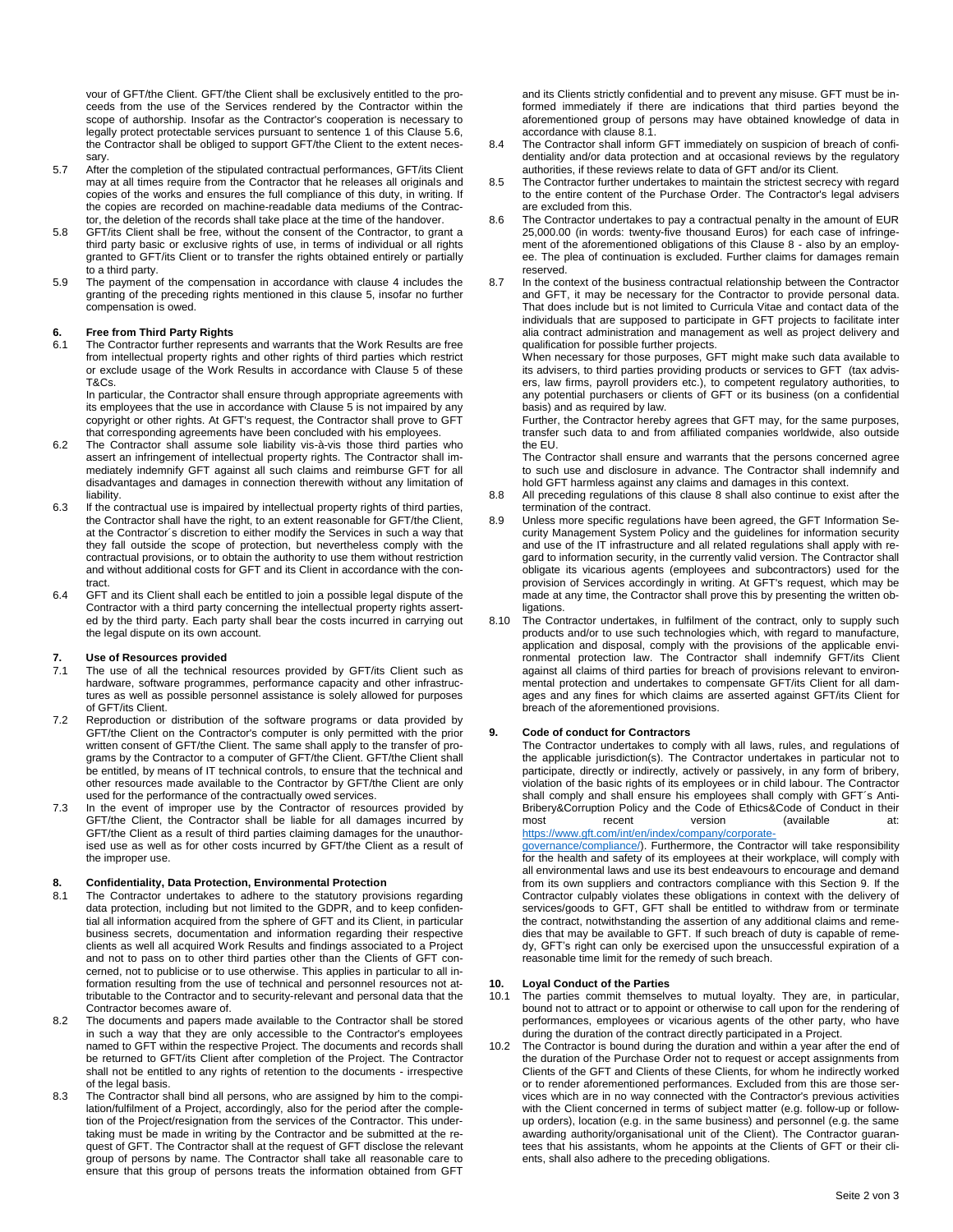vour of GFT/the Client. GFT/the Client shall be exclusively entitled to the proceeds from the use of the Services rendered by the Contractor within the scope of authorship. Insofar as the Contractor's cooperation is necessary to legally protect protectable services pursuant to sentence 1 of this Clause 5.6, the Contractor shall be obliged to support GFT/the Client to the extent necessary.

5.7 After the completion of the stipulated contractual performances, GFT/its Client may at all times require from the Contractor that he releases all originals and copies of the works and ensures the full compliance of this duty, in writing. If the copies are recorded on machine-readable data mediums of the Contractor, the deletion of the records shall take place at the time of the handover.

5.8 GFT/its Client shall be free, without the consent of the Contractor, to grant a third party basic or exclusive rights of use, in terms of individual or all rights granted to GFT/its Client or to transfer the rights obtained entirely or partially to a third party.

5.9 The payment of the compensation in accordance with clause 4 includes the granting of the preceding rights mentioned in this clause 5, insofar no further compensation is owed.

## 6. Free from Third Party Rights

6.1 The Contractor further represents and warrants that the Work Results are free from intellectual property rights and other rights of third parties which restrict or exclude usage of the Work Results in accordance with Clause 5 of these T&Cs.

In particular, the Contractor shall ensure through appropriate agreements with its employees that the use in accordance with Clause 5 is not impaired by any copyright or other rights. At GFT's request, the Contractor shall prove to GFT that corresponding agreements have been concluded with his employees.

6.2 The Contractor shall assume sole liability vis-à-vis those third parties who assert an infringement of intellectual property rights. The Contractor shall immediately indemnify GFT against all such claims and reimburse GFT for all disadvantages and damages in connection therewith without any limitation of liability.

6.3 If the contractual use is impaired by intellectual property rights of third parties, the Contractor shall have the right, to an extent reasonable for GFT/the Client, at the Contractor´s discretion to either modify the Services in such a way that they fall outside the scope of protection, but nevertheless comply with the contractual provisions, or to obtain the authority to use them without restriction and without additional costs for GFT and its Client in accordance with the contract.

6.4 GFT and its Client shall each be entitled to join a possible legal dispute of the Contractor with a third party concerning the intellectual property rights asserted by the third party. Each party shall bear the costs incurred in carrying out the legal dispute on its own account.

## 7. Use of Resources provided

7.1 The use of all the technical resources provided by GFT/its Client such as hardware, software programmes, performance capacity and other infrastructures as well as possible personnel assistance is solely allowed for purposes of GFT/its Client.

7.2 Reproduction or distribution of the software programs or data provided by GFT/the Client on the Contractor's computer is only permitted with the prior written consent of GFT/the Client. The same shall apply to the transfer of programs by the Contractor to a computer of GFT/the Client. GFT/the Client shall be entitled, by means of IT technical controls, to ensure that the technical and other resources made available to the Contractor by GFT/the Client are only used for the performance of the contractually owed services.

7.3 In the event of improper use by the Contractor of resources provided by GFT/the Client, the Contractor shall be liable for all damages incurred by GFT/the Client as a result of third parties claiming damages for the unauthorised use as well as for other costs incurred by GFT/the Client as a result of the improper use.

## 8. Confidentiality, Data Protection, Environmental Protection

8.1 The Contractor undertakes to adhere to the statutory provisions regarding data protection, including but not limited to the GDPR, and to keep confidential all information acquired from the sphere of GFT and its Client, in particular business secrets, documentation and information regarding their respective clients as well all acquired Work Results and findings associated to a Project and not to pass on to other third parties other than the Clients of GFT concerned, not to publicise or to use otherwise. This applies in particular to all information resulting from the use of technical and personnel resources not attributable to the Contractor and to security-relevant and personal data that the Contractor becomes aware of.

8.2 The documents and papers made available to the Contractor shall be stored in such a way that they are only accessible to the Contractor's employees named to GFT within the respective Project. The documents and records shall be returned to GFT/its Client after completion of the Project. The Contractor shall not be entitled to any rights of retention to the documents - irrespective of the legal basis.

8.3 The Contractor shall bind all persons, who are assigned by him to the compilation/fulfilment of a Project, accordingly, also for the period after the completion of the Project/resignation from the services of the Contractor. This undertaking must be made in writing by the Contractor and be submitted at the request of GFT. The Contractor shall at the request of GFT disclose the relevant group of persons by name. The Contractor shall take all reasonable care to ensure that this group of persons treats the information obtained from GFT and its Clients strictly confidential and to prevent any misuse. GFT must be informed immediately if there are indications that third parties beyond the aforementioned group of persons may have obtained knowledge of data in accordance with clause 8.1.

8.4 The Contractor shall inform GFT immediately on suspicion of breach of confidentiality and/or data protection and at occasional reviews by the regulatory authorities, if these reviews relate to data of GFT and/or its Client.

8.5 The Contractor further undertakes to maintain the strictest secrecy with regard to the entire content of the Purchase Order. The Contractor's legal advisers are excluded from this.

8.6 The Contractor undertakes to pay a contractual penalty in the amount of EUR 25,000.00 (in words: twenty-five thousand Euros) for each case of infringement of the aforementioned obligations of this Clause 8 - also by an employee. The plea of continuation is excluded. Further claims for damages remain reserved.

8.7 In the context of the business contractual relationship between the Contractor and GFT, it may be necessary for the Contractor to provide personal data. That does include but is not limited to Curricula Vitae and contact data of the individuals that are supposed to participate in GFT projects to facilitate inter alia contract administration and management as well as project delivery and qualification for possible further projects.

When necessary for those purposes, GFT might make such data available to its advisers, to third parties providing products or services to GFT (tax advisers, law firms, payroll providers etc.), to competent regulatory authorities, to any potential purchasers or clients of GFT or its business (on a confidential basis) and as required by law.

Further, the Contractor hereby agrees that GFT may, for the same purposes, transfer such data to and from affiliated companies worldwide, also outside the EU.

The Contractor shall ensure and warrants that the persons concerned agree to such use and disclosure in advance. The Contractor shall indemnify and hold GFT harmless against any claims and damages in this context.

8.8 All preceding regulations of this clause 8 shall also continue to exist after the termination of the contract.

8.9 Unless more specific regulations have been agreed, the GFT Information Security Management System Policy and the guidelines for information security and use of the IT infrastructure and all related regulations shall apply with regard to information security, in the currently valid version. The Contractor shall obligate its vicarious agents (employees and subcontractors) used for the provision of Services accordingly in writing. At GFT's request, which may be made at any time, the Contractor shall prove this by presenting the written obligations.

8.10 The Contractor undertakes, in fulfilment of the contract, only to supply such products and/or to use such technologies which, with regard to manufacture, application and disposal, comply with the provisions of the applicable environmental protection law. The Contractor shall indemnify GFT/its Client against all claims of third parties for breach of provisions relevant to environmental protection and undertakes to compensate GFT/its Client for all damages and any fines for which claims are asserted against GFT/its Client for breach of the aforementioned provisions.

## 9. Code of conduct for Contractors

The Contractor undertakes to comply with all laws, rules, and regulations of the applicable jurisdiction(s). The Contractor undertakes in particular not to participate, directly or indirectly, actively or passively, in any form of bribery, violation of the basic rights of its employees or in child labour. The Contractor shall comply and shall ensure his employees shall comply with GFT´s Anti-Bribery&Corruption Policy and the Code of Ethics&Code of Conduct in their most recent version (available at: https://www.gft.com/int/en/index/company/corporate-governance/compliance/). Furthermore, the Contractor will take responsibility for the health and safety of its employees at their workplace, will comply with all environmental laws and use its best endeavours to encourage and demand from its own suppliers and contractors compliance with this Section 9. If the Contractor culpably violates these obligations in context with the delivery of services/goods to GFT, GFT shall be entitled to withdraw from or terminate the contract, notwithstanding the assertion of any additional claims and remedies that may be available to GFT. If such breach of duty is capable of remedy, GFT's right can only be exercised upon the unsuccessful expiration of a reasonable time limit for the remedy of such breach.

## 10. Loyal Conduct of the Parties

10.1 The parties commit themselves to mutual loyalty. They are, in particular, bound not to attract or to appoint or otherwise to call upon for the rendering of performances, employees or vicarious agents of the other party, who have during the duration of the contract directly participated in a Project.

10.2 The Contractor is bound during the duration and within a year after the end of the duration of the Purchase Order not to request or accept assignments from Clients of the GFT and Clients of these Clients, for whom he indirectly worked or to render aforementioned performances. Excluded from this are those services which are in no way connected with the Contractor's previous activities with the Client concerned in terms of subject matter (e.g. follow-up or follow-up orders), location (e.g. in the same business) and personnel (e.g. the same awarding authority/organisational unit of the Client). The Contractor guarantees that his assistants, whom he appoints at the Clients of GFT or their clients, shall also adhere to the preceding obligations.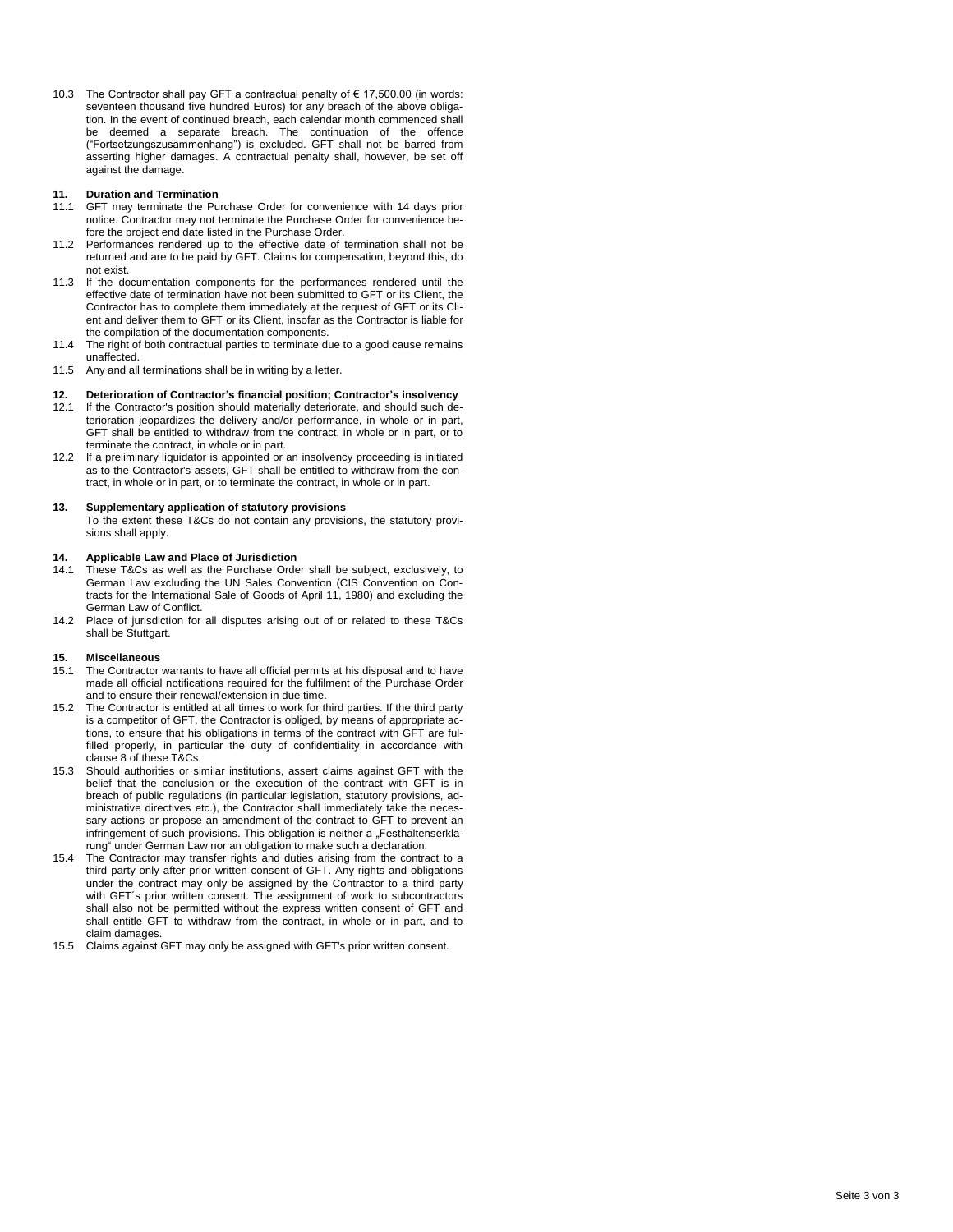10.3 The Contractor shall pay GFT a contractual penalty of € 17,500.00 (in words: seventeen thousand five hundred Euros) for any breach of the above obligation. In the event of continued breach, each calendar month commenced shall be deemed a separate breach. The continuation of the offence ("Fortsetzungszusammenhang") is excluded. GFT shall not be barred from asserting higher damages. A contractual penalty shall, however, be set off against the damage.

**11. Duration and Termination**

11.1 GFT may terminate the Purchase Order for convenience with 14 days prior notice. Contractor may not terminate the Purchase Order for convenience before the project end date listed in the Purchase Order.

11.2 Performances rendered up to the effective date of termination shall not be returned and are to be paid by GFT. Claims for compensation, beyond this, do not exist.

11.3 If the documentation components for the performances rendered until the effective date of termination have not been submitted to GFT or its Client, the Contractor has to complete them immediately at the request of GFT or its Client and deliver them to GFT or its Client, insofar as the Contractor is liable for the compilation of the documentation components.

11.4 The right of both contractual parties to terminate due to a good cause remains unaffected.

11.5 Any and all terminations shall be in writing by a letter.

**12. Deterioration of Contractor's financial position; Contractor's insolvency**

12.1 If the Contractor's position should materially deteriorate, and should such deterioration jeopardizes the delivery and/or performance, in whole or in part, GFT shall be entitled to withdraw from the contract, in whole or in part, or to terminate the contract, in whole or in part.

12.2 If a preliminary liquidator is appointed or an insolvency proceeding is initiated as to the Contractor's assets, GFT shall be entitled to withdraw from the contract, in whole or in part, or to terminate the contract, in whole or in part.

**13. Supplementary application of statutory provisions**

To the extent these T&Cs do not contain any provisions, the statutory provisions shall apply.

**14. Applicable Law and Place of Jurisdiction**

14.1 These T&Cs as well as the Purchase Order shall be subject, exclusively, to German Law excluding the UN Sales Convention (CIS Convention on Contracts for the International Sale of Goods of April 11, 1980) and excluding the German Law of Conflict.

14.2 Place of jurisdiction for all disputes arising out of or related to these T&Cs shall be Stuttgart.

**15. Miscellaneous**

15.1 The Contractor warrants to have all official permits at his disposal and to have made all official notifications required for the fulfilment of the Purchase Order and to ensure their renewal/extension in due time.

15.2 The Contractor is entitled at all times to work for third parties. If the third party is a competitor of GFT, the Contractor is obliged, by means of appropriate actions, to ensure that his obligations in terms of the contract with GFT are fulfilled properly, in particular the duty of confidentiality in accordance with clause 8 of these T&Cs.

15.3 Should authorities or similar institutions, assert claims against GFT with the belief that the conclusion or the execution of the contract with GFT is in breach of public regulations (in particular legislation, statutory provisions, administrative directives etc.), the Contractor shall immediately take the necessary actions or propose an amendment of the contract to GFT to prevent an infringement of such provisions. This obligation is neither a „Festhaltenserklärung" under German Law nor an obligation to make such a declaration.

15.4 The Contractor may transfer rights and duties arising from the contract to a third party only after prior written consent of GFT. Any rights and obligations under the contract may only be assigned by the Contractor to a third party with GFT´s prior written consent. The assignment of work to subcontractors shall also not be permitted without the express written consent of GFT and shall entitle GFT to withdraw from the contract, in whole or in part, and to claim damages.

15.5 Claims against GFT may only be assigned with GFT's prior written consent.